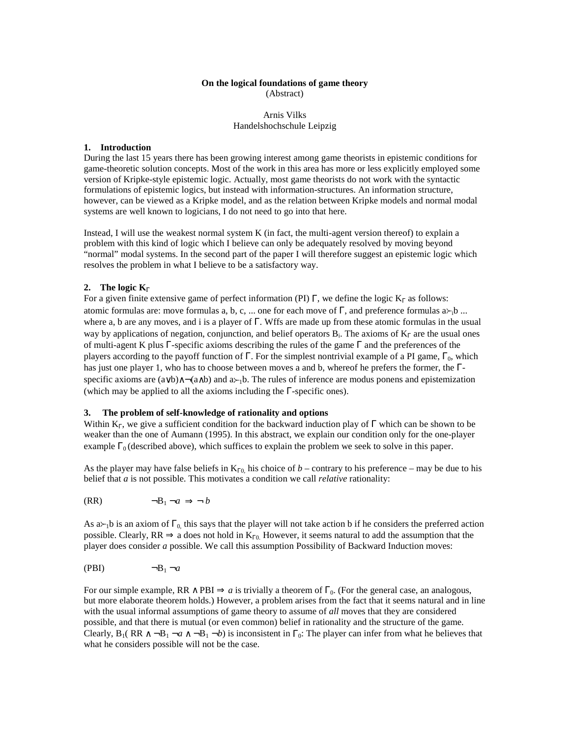**On the logical foundations of game theory**
(Abstract)

Arnis Vilks
Handelshochschule Leipzig

## 1. Introduction

During the last 15 years there has been growing interest among game theorists in epistemic conditions for game-theoretic solution concepts. Most of the work in this area has more or less explicitly employed some version of Kripke-style epistemic logic. Actually, most game theorists do not work with the syntactic formulations of epistemic logics, but instead with information-structures. An information structure, however, can be viewed as a Kripke model, and as the relation between Kripke models and normal modal systems are well known to logicians, I do not need to go into that here.

Instead, I will use the weakest normal system K (in fact, the multi-agent version thereof) to explain a problem with this kind of logic which I believe can only be adequately resolved by moving beyond "normal" modal systems. In the second part of the paper I will therefore suggest an epistemic logic which resolves the problem in what I believe to be a satisfactory way.

## 2. The logic $K_\Gamma$

For a given finite extensive game of perfect information (PI) $\Gamma$, we define the logic $K_\Gamma$ as follows: atomic formulas are: move formulas a, b, c, ... one for each move of $\Gamma$, and preference formulas $a \succ_i b$ ... where a, b are any moves, and i is a player of $\Gamma$. Wffs are made up from these atomic formulas in the usual way by applications of negation, conjunction, and belief operators $B_i$. The axioms of $K_\Gamma$ are the usual ones of multi-agent K plus $\Gamma$-specific axioms describing the rules of the game $\Gamma$ and the preferences of the players according to the payoff function of $\Gamma$. For the simplest nontrivial example of a PI game, $\Gamma_0$, which has just one player 1, who has to choose between moves a and b, whereof he prefers the former, the $\Gamma$-specific axioms are $(a \vee b) \wedge \neg(a \wedge b)$ and $a \succ_1 b$. The rules of inference are modus ponens and epistemization (which may be applied to all the axioms including the $\Gamma$-specific ones).

## 3. The problem of self-knowledge of rationality and options

Within $K_\Gamma$, we give a sufficient condition for the backward induction play of $\Gamma$ which can be shown to be weaker than the one of Aumann (1995). In this abstract, we explain our condition only for the one-player example $\Gamma_0$ (described above), which suffices to explain the problem we seek to solve in this paper.

As the player may have false beliefs in $K_{\Gamma 0}$, his choice of *b* – contrary to his preference – may be due to his belief that *a* is not possible. This motivates a condition we call *relative* rationality:

(RR) $\qquad \neg B_1 \neg a \Rightarrow \neg b$

As $a \succ_1 b$ is an axiom of $\Gamma_0$, this says that the player will not take action b if he considers the preferred action possible. Clearly, RR $\Rightarrow$ a does not hold in $K_{\Gamma 0}$. However, it seems natural to add the assumption that the player does consider *a* possible. We call this assumption Possibility of Backward Induction moves:

(PBI) $\qquad \neg B_1 \neg a$

For our simple example, RR $\wedge$ PBI $\Rightarrow$ *a* is trivially a theorem of $\Gamma_0$. (For the general case, an analogous, but more elaborate theorem holds.) However, a problem arises from the fact that it seems natural and in line with the usual informal assumptions of game theory to assume of *all* moves that they are considered possible, and that there is mutual (or even common) belief in rationality and the structure of the game. Clearly, $B_1($ RR $\wedge \neg B_1 \neg a \wedge \neg B_1 \neg b)$ is inconsistent in $\Gamma_0$: The player can infer from what he believes that what he considers possible will not be the case.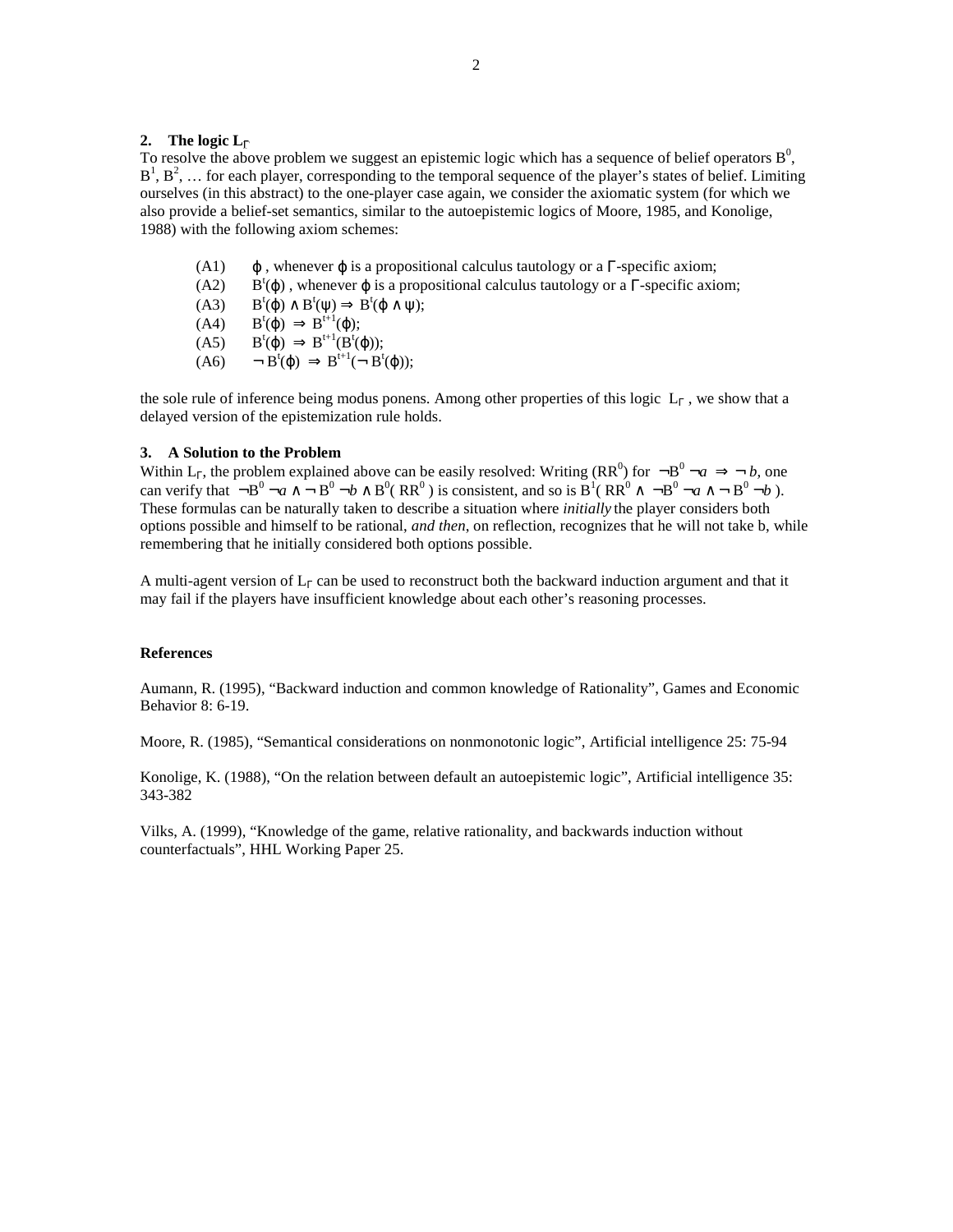## 2. The logic $L_\Gamma$

To resolve the above problem we suggest an epistemic logic which has a sequence of belief operators $B^0$, $B^1$, $B^2$, … for each player, corresponding to the temporal sequence of the player's states of belief. Limiting ourselves (in this abstract) to the one-player case again, we consider the axiomatic system (for which we also provide a belief-set semantics, similar to the autoepistemic logics of Moore, 1985, and Konolige, 1988) with the following axiom schemes:

- (A1) $\varphi$ , whenever $\varphi$ is a propositional calculus tautology or a $\Gamma$-specific axiom;
- (A2) $B^t(\varphi)$ , whenever $\varphi$ is a propositional calculus tautology or a $\Gamma$-specific axiom;
- (A3) $B^t(\varphi) \wedge B^t(\psi) \Rightarrow B^t(\varphi \wedge \psi)$;
- (A4) $B^t(\varphi) \Rightarrow B^{t+1}(\varphi)$;
- (A5) $B^t(\varphi) \Rightarrow B^{t+1}(B^t(\varphi))$;
- (A6) $\neg B^t(\varphi) \Rightarrow B^{t+1}(\neg B^t(\varphi))$;

the sole rule of inference being modus ponens. Among other properties of this logic $L_\Gamma$ , we show that a delayed version of the epistemization rule holds.

## 3. A Solution to the Problem

Within $L_\Gamma$, the problem explained above can be easily resolved: Writing ($RR^0$) for $\neg B^0 \neg a \Rightarrow \neg b$, one can verify that $\neg B^0 \neg a \wedge \neg B^0 \neg b \wedge B^0(RR^0)$ is consistent, and so is $B^1(RR^0 \wedge \neg B^0 \neg a \wedge \neg B^0 \neg b)$. These formulas can be naturally taken to describe a situation where *initially* the player considers both options possible and himself to be rational, *and then*, on reflection, recognizes that he will not take b, while remembering that he initially considered both options possible.

A multi-agent version of $L_\Gamma$ can be used to reconstruct both the backward induction argument and that it may fail if the players have insufficient knowledge about each other's reasoning processes.

### References

Aumann, R. (1995), "Backward induction and common knowledge of Rationality", Games and Economic Behavior 8: 6-19.

Moore, R. (1985), "Semantical considerations on nonmonotonic logic", Artificial intelligence 25: 75-94

Konolige, K. (1988), "On the relation between default an autoepistemic logic", Artificial intelligence 35: 343-382

Vilks, A. (1999), "Knowledge of the game, relative rationality, and backwards induction without counterfactuals", HHL Working Paper 25.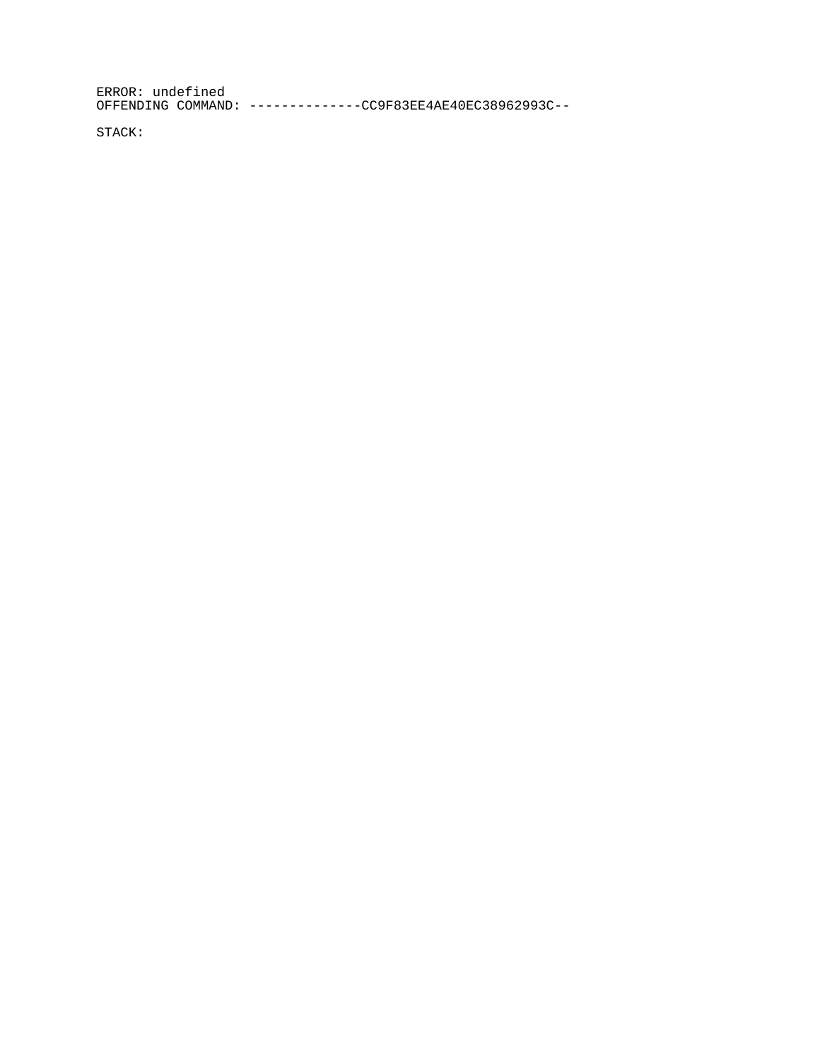ERROR: undefined
OFFENDING COMMAND: --------------CC9F83EE4AE40EC38962993C--

STACK: